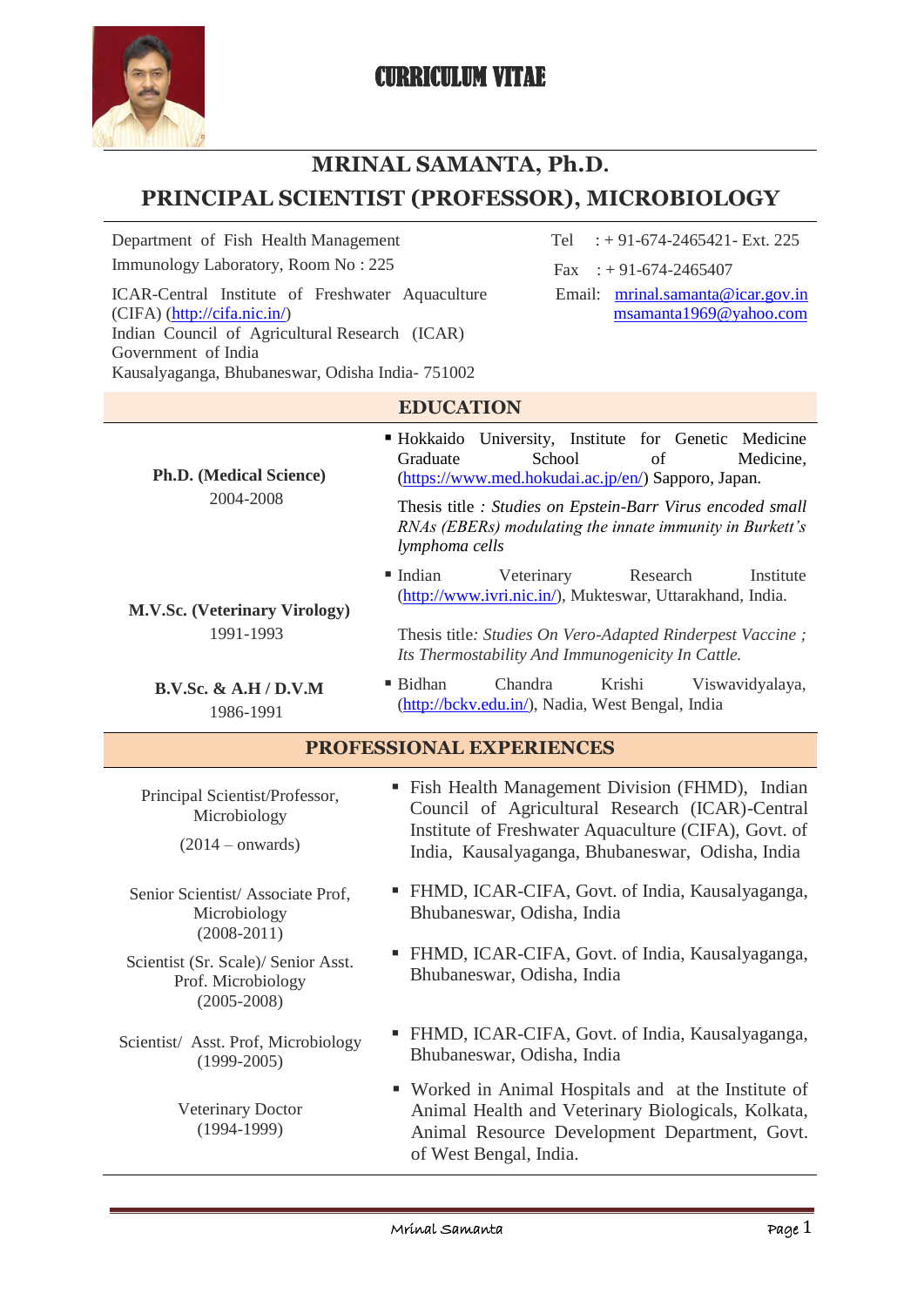# CURRICULUM VITAE

## MRINAL SAMANTA, Ph.D.

## PRINCIPAL SCIENTIST (PROFESSOR), MICROBIOLOGY

Department of Fish Health Management
Immunology Laboratory, Room No : 225

ICAR-Central Institute of Freshwater Aquaculture (CIFA) (http://cifa.nic.in/)
Indian Council of Agricultural Research (ICAR)
Government of India
Kausalyaganga, Bhubaneswar, Odisha India- 751002

Tel : + 91-674-2465421- Ext. 225
Fax : + 91-674-2465407
Email: mrinal.samanta@icar.gov.in
msamanta1969@yahoo.com

## EDUCATION

| | |
|---|---|
| **Ph.D. (Medical Science)**<br>2004-2008 | ▪ Hokkaido University, Institute for Genetic Medicine Graduate School of Medicine, (https://www.med.hokudai.ac.jp/en/) Sapporo, Japan.<br><br>Thesis title : *Studies on Epstein-Barr Virus encoded small RNAs (EBERs) modulating the innate immunity in Burkett's lymphoma cells* |
| **M.V.Sc. (Veterinary Virology)**<br>1991-1993 | ▪ Indian Veterinary Research Institute (http://www.ivri.nic.in/), Mukteswar, Uttarakhand, India.<br><br>Thesis title: *Studies On Vero-Adapted Rinderpest Vaccine ; Its Thermostability And Immunogenicity In Cattle.* |
| **B.V.Sc. & A.H / D.V.M**<br>1986-1991 | ▪ Bidhan Chandra Krishi Viswavidyalaya, (http://bckv.edu.in/), Nadia, West Bengal, India |

## PROFESSIONAL EXPERIENCES

| | |
|---|---|
| Principal Scientist/Professor, Microbiology<br>(2014 – onwards) | ▪ Fish Health Management Division (FHMD), Indian Council of Agricultural Research (ICAR)-Central Institute of Freshwater Aquaculture (CIFA), Govt. of India, Kausalyaganga, Bhubaneswar, Odisha, India |
| Senior Scientist/ Associate Prof, Microbiology<br>(2008-2011) | ▪ FHMD, ICAR-CIFA, Govt. of India, Kausalyaganga, Bhubaneswar, Odisha, India |
| Scientist (Sr. Scale)/ Senior Asst. Prof. Microbiology<br>(2005-2008) | ▪ FHMD, ICAR-CIFA, Govt. of India, Kausalyaganga, Bhubaneswar, Odisha, India |
| Scientist/ Asst. Prof, Microbiology<br>(1999-2005) | ▪ FHMD, ICAR-CIFA, Govt. of India, Kausalyaganga, Bhubaneswar, Odisha, India |
| Veterinary Doctor<br>(1994-1999) | ▪ Worked in Animal Hospitals and at the Institute of Animal Health and Veterinary Biologicals, Kolkata, Animal Resource Development Department, Govt. of West Bengal, India. |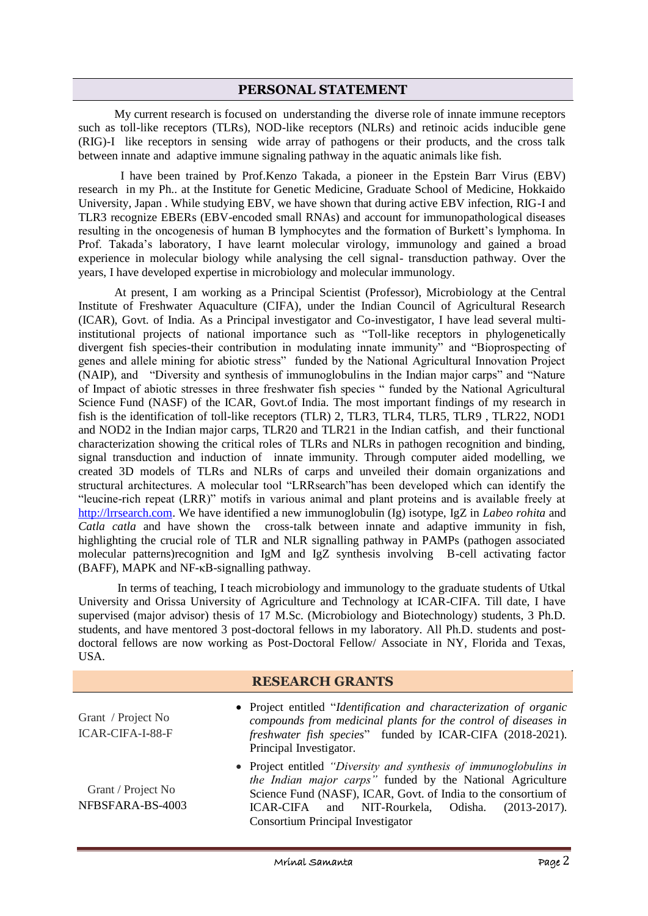## PERSONAL STATEMENT

My current research is focused on understanding the diverse role of innate immune receptors such as toll-like receptors (TLRs), NOD-like receptors (NLRs) and retinoic acids inducible gene (RIG)-I like receptors in sensing wide array of pathogens or their products, and the cross talk between innate and adaptive immune signaling pathway in the aquatic animals like fish.

I have been trained by Prof.Kenzo Takada, a pioneer in the Epstein Barr Virus (EBV) research in my Ph.. at the Institute for Genetic Medicine, Graduate School of Medicine, Hokkaido University, Japan . While studying EBV, we have shown that during active EBV infection, RIG-I and TLR3 recognize EBERs (EBV-encoded small RNAs) and account for immunopathological diseases resulting in the oncogenesis of human B lymphocytes and the formation of Burkett's lymphoma. In Prof. Takada's laboratory, I have learnt molecular virology, immunology and gained a broad experience in molecular biology while analysing the cell signal- transduction pathway. Over the years, I have developed expertise in microbiology and molecular immunology.

At present, I am working as a Principal Scientist (Professor), Microbiology at the Central Institute of Freshwater Aquaculture (CIFA), under the Indian Council of Agricultural Research (ICAR), Govt. of India. As a Principal investigator and Co-investigator, I have lead several multi-institutional projects of national importance such as "Toll-like receptors in phylogenetically divergent fish species-their contribution in modulating innate immunity" and "Bioprospecting of genes and allele mining for abiotic stress" funded by the National Agricultural Innovation Project (NAIP), and "Diversity and synthesis of immunoglobulins in the Indian major carps" and "Nature of Impact of abiotic stresses in three freshwater fish species " funded by the National Agricultural Science Fund (NASF) of the ICAR, Govt.of India. The most important findings of my research in fish is the identification of toll-like receptors (TLR) 2, TLR3, TLR4, TLR5, TLR9 , TLR22, NOD1 and NOD2 in the Indian major carps, TLR20 and TLR21 in the Indian catfish, and their functional characterization showing the critical roles of TLRs and NLRs in pathogen recognition and binding, signal transduction and induction of innate immunity. Through computer aided modelling, we created 3D models of TLRs and NLRs of carps and unveiled their domain organizations and structural architectures. A molecular tool "LRRsearch"has been developed which can identify the "leucine-rich repeat (LRR)" motifs in various animal and plant proteins and is available freely at http://lrrsearch.com. We have identified a new immunoglobulin (Ig) isotype, IgZ in *Labeo rohita* and *Catla catla* and have shown the cross-talk between innate and adaptive immunity in fish, highlighting the crucial role of TLR and NLR signalling pathway in PAMPs (pathogen associated molecular patterns)recognition and IgM and IgZ synthesis involving B-cell activating factor (BAFF), MAPK and NF-κB-signalling pathway.

In terms of teaching, I teach microbiology and immunology to the graduate students of Utkal University and Orissa University of Agriculture and Technology at ICAR-CIFA. Till date, I have supervised (major advisor) thesis of 17 M.Sc. (Microbiology and Biotechnology) students, 3 Ph.D. students, and have mentored 3 post-doctoral fellows in my laboratory. All Ph.D. students and post-doctoral fellows are now working as Post-Doctoral Fellow/ Associate in NY, Florida and Texas, USA.

## RESEARCH GRANTS

| | |
|---|---|
| Grant / Project No<br>ICAR-CIFA-I-88-F | • Project entitled "*Identification and characterization of organic compounds from medicinal plants for the control of diseases in freshwater fish species*" funded by ICAR-CIFA (2018-2021). Principal Investigator. |
| Grant / Project No<br>NFBSFARA-BS-4003 | • Project entitled *"Diversity and synthesis of immunoglobulins in the Indian major carps"* funded by the National Agriculture Science Fund (NASF), ICAR, Govt. of India to the consortium of ICAR-CIFA and NIT-Rourkela, Odisha. (2013-2017). Consortium Principal Investigator |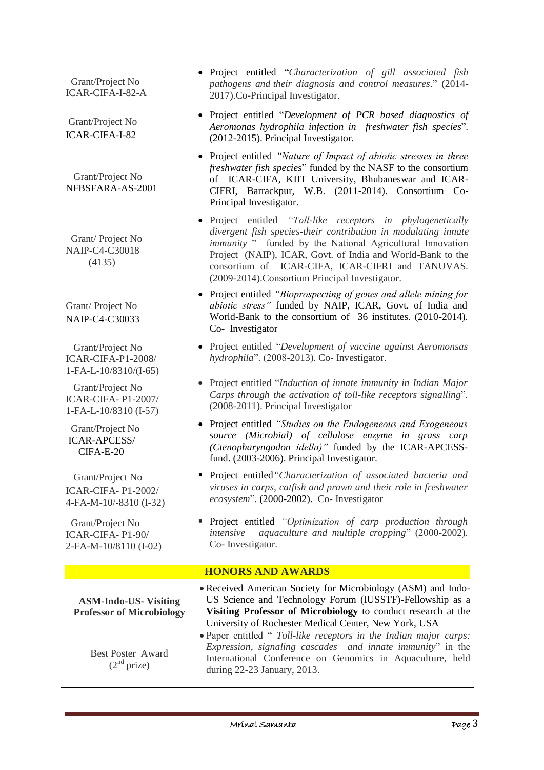| Grant/Project No | Project |
|---|---|
| Grant/Project No ICAR-CIFA-I-82-A | Project entitled "*Characterization of gill associated fish pathogens and their diagnosis and control measures*." (2014-2017).Co-Principal Investigator. |
| Grant/Project No ICAR-CIFA-I-82 | Project entitled "*Development of PCR based diagnostics of Aeromonas hydrophila infection in freshwater fish species*". (2012-2015). Principal Investigator. |
| Grant/Project No NFBSFARA-AS-2001 | Project entitled *"Nature of Impact of abiotic stresses in three freshwater fish species*" funded by the NASF to the consortium of ICAR-CIFA, KIIT University, Bhubaneswar and ICAR-CIFRI, Barrackpur, W.B. (2011-2014). Consortium Co-Principal Investigator. |
| Grant/ Project No NAIP-C4-C30018 (4135) | Project entitled *"Toll-like receptors in phylogenetically divergent fish species-their contribution in modulating innate immunity* " funded by the National Agricultural Innovation Project (NAIP), ICAR, Govt. of India and World-Bank to the consortium of ICAR-CIFA, ICAR-CIFRI and TANUVAS. (2009-2014).Consortium Principal Investigator. |
| Grant/ Project No NAIP-C4-C30033 | Project entitled *"Bioprospecting of genes and allele mining for abiotic stress"* funded by NAIP, ICAR, Govt. of India and World-Bank to the consortium of 36 institutes. (2010-2014). Co- Investigator |
| Grant/Project No ICAR-CIFA-P1-2008/ 1-FA-L-10/8310/(I-65) | Project entitled "*Development of vaccine against Aeromonsas hydrophila*". (2008-2013). Co- Investigator. |
| Grant/Project No ICAR-CIFA- P1-2007/ 1-FA-L-10/8310 (I-57) | Project entitled "*Induction of innate immunity in Indian Major Carps through the activation of toll-like receptors signalling*". (2008-2011). Principal Investigator |
| Grant/Project No ICAR-APCESS/ CIFA-E-20 | Project entitled *"Studies on the Endogeneous and Exogeneous source (Microbial) of cellulose enzyme in grass carp (Ctenopharyngodon idella)"* funded by the ICAR-APCESS-fund. (2003-2006). Principal Investigator. |
| Grant/Project No ICAR-CIFA- P1-2002/ 4-FA-M-10/-8310 (I-32) | Project entitled *"Characterization of associated bacteria and viruses in carps, catfish and prawn and their role in freshwater ecosystem*". (2000-2002). Co- Investigator |
| Grant/Project No ICAR-CIFA- P1-90/ 2-FA-M-10/8110 (I-02) | Project entitled *"Optimization of carp production through intensive aquaculture and multiple cropping*" (2000-2002). Co- Investigator. |

## HONORS AND AWARDS

| Award | Details |
|---|---|
| **ASM-Indo-US- Visiting Professor of Microbiology** | Received American Society for Microbiology (ASM) and Indo-US Science and Technology Forum (IUSSTF)-Fellowship as a **Visiting Professor of Microbiology** to conduct research at the University of Rochester Medical Center, New York, USA |
| Best Poster Award (2nd prize) | Paper entitled " *Toll-like receptors in the Indian major carps: Expression, signaling cascades and innate immunity*" in the International Conference on Genomics in Aquaculture, held during 22-23 January, 2013. |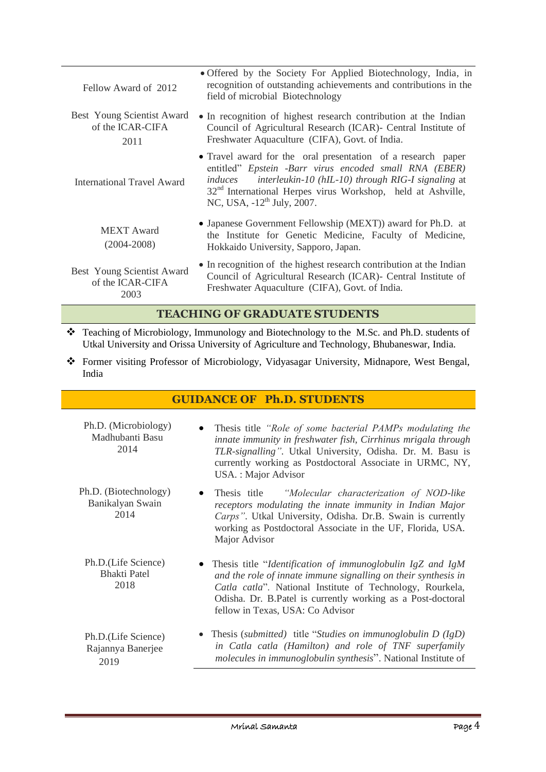| | |
|---|---|
| Fellow Award of 2012 | • Offered by the Society For Applied Biotechnology, India, in recognition of outstanding achievements and contributions in the field of microbial Biotechnology |
| Best Young Scientist Award of the ICAR-CIFA 2011 | • In recognition of highest research contribution at the Indian Council of Agricultural Research (ICAR)- Central Institute of Freshwater Aquaculture (CIFA), Govt. of India. |
| International Travel Award | • Travel award for the oral presentation of a research paper entitled" *Epstein -Barr virus encoded small RNA (EBER) induces interleukin-10 (hIL-10) through RIG-I signaling* at 32nd International Herpes virus Workshop, held at Ashville, NC, USA, -12th July, 2007. |
| MEXT Award (2004-2008) | • Japanese Government Fellowship (MEXT)) award for Ph.D. at the Institute for Genetic Medicine, Faculty of Medicine, Hokkaido University, Sapporo, Japan. |
| Best Young Scientist Award of the ICAR-CIFA 2003 | • In recognition of the highest research contribution at the Indian Council of Agricultural Research (ICAR)- Central Institute of Freshwater Aquaculture (CIFA), Govt. of India. |

## TEACHING OF GRADUATE STUDENTS

- Teaching of Microbiology, Immunology and Biotechnology to the M.Sc. and Ph.D. students of Utkal University and Orissa University of Agriculture and Technology, Bhubaneswar, India.
- Former visiting Professor of Microbiology, Vidyasagar University, Midnapore, West Bengal, India

## GUIDANCE OF Ph.D. STUDENTS

| | |
|---|---|
| Ph.D. (Microbiology) Madhubanti Basu 2014 | • Thesis title *"Role of some bacterial PAMPs modulating the innate immunity in freshwater fish, Cirrhinus mrigala through TLR-signalling"*. Utkal University, Odisha. Dr. M. Basu is currently working as Postdoctoral Associate in URMC, NY, USA. : Major Advisor |
| Ph.D. (Biotechnology) Banikalyan Swain 2014 | • Thesis title *"Molecular characterization of NOD-like receptors modulating the innate immunity in Indian Major Carps"*. Utkal University, Odisha. Dr.B. Swain is currently working as Postdoctoral Associate in the UF, Florida, USA. Major Advisor |
| Ph.D.(Life Science) Bhakti Patel 2018 | • Thesis title "*Identification of immunoglobulin IgZ and IgM and the role of innate immune signalling on their synthesis in Catla catla*". National Institute of Technology, Rourkela, Odisha. Dr. B.Patel is currently working as a Post-doctoral fellow in Texas, USA: Co Advisor |
| Ph.D.(Life Science) Rajannya Banerjee 2019 | • Thesis (*submitted*) title "*Studies on immunoglobulin D (IgD) in Catla catla (Hamilton) and role of TNF superfamily molecules in immunoglobulin synthesis*". National Institute of |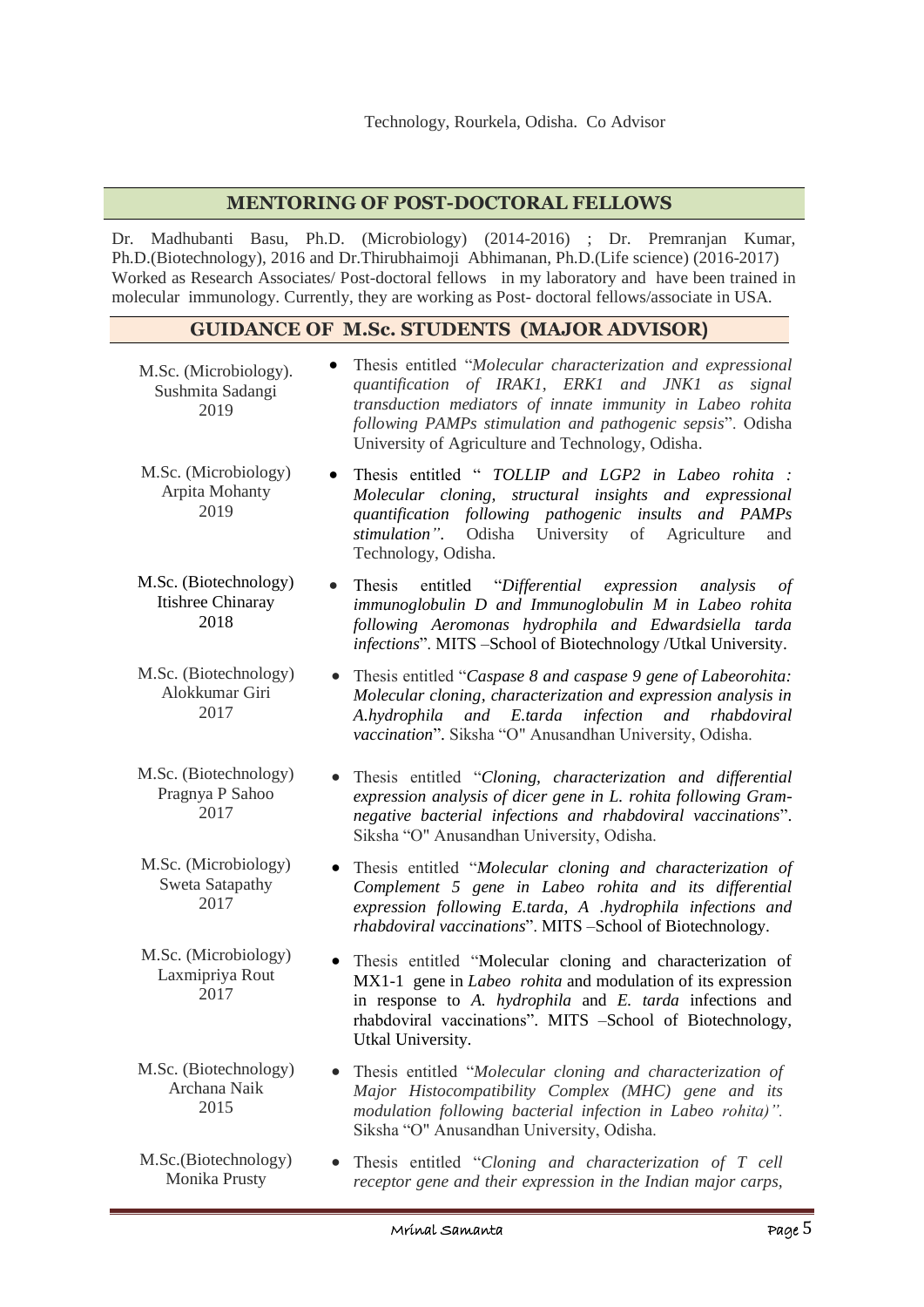Technology, Rourkela, Odisha. Co Advisor

## MENTORING OF POST-DOCTORAL FELLOWS

Dr. Madhubanti Basu, Ph.D. (Microbiology) (2014-2016) ; Dr. Premranjan Kumar, Ph.D.(Biotechnology), 2016 and Dr.Thirubhaimoji Abhimanan, Ph.D.(Life science) (2016-2017) Worked as Research Associates/ Post-doctoral fellows in my laboratory and have been trained in molecular immunology. Currently, they are working as Post- doctoral fellows/associate in USA.

## GUIDANCE OF M.Sc. STUDENTS (MAJOR ADVISOR)

M.Sc. (Microbiology). Sushmita Sadangi 2019

- Thesis entitled "*Molecular characterization and expressional quantification of IRAK1, ERK1 and JNK1 as signal transduction mediators of innate immunity in Labeo rohita following PAMPs stimulation and pathogenic sepsis*". Odisha University of Agriculture and Technology, Odisha.

M.Sc. (Microbiology) Arpita Mohanty 2019

- Thesis entitled " *TOLLIP and LGP2 in Labeo rohita : Molecular cloning, structural insights and expressional quantification following pathogenic insults and PAMPs stimulation".* Odisha University of Agriculture and Technology, Odisha.

M.Sc. (Biotechnology) Itishree Chinaray 2018

- Thesis entitled "*Differential expression analysis of immunoglobulin D and Immunoglobulin M in Labeo rohita following Aeromonas hydrophila and Edwardsiella tarda infections*". MITS –School of Biotechnology /Utkal University.

M.Sc. (Biotechnology) Alokkumar Giri 2017

- Thesis entitled "*Caspase 8 and caspase 9 gene of Labeorohita: Molecular cloning, characterization and expression analysis in A.hydrophila and E.tarda infection and rhabdoviral vaccination*". Siksha "O" Anusandhan University, Odisha.

M.Sc. (Biotechnology) Pragnya P Sahoo 2017

- Thesis entitled "*Cloning, characterization and differential expression analysis of dicer gene in L. rohita following Gram-negative bacterial infections and rhabdoviral vaccinations*". Siksha "O" Anusandhan University, Odisha.

M.Sc. (Microbiology) Sweta Satapathy 2017

- Thesis entitled "*Molecular cloning and characterization of Complement 5 gene in Labeo rohita and its differential expression following E.tarda, A .hydrophila infections and rhabdoviral vaccinations*". MITS –School of Biotechnology.

M.Sc. (Microbiology) Laxmipriya Rout 2017

- Thesis entitled "Molecular cloning and characterization of MX1-1 gene in *Labeo rohita* and modulation of its expression in response to *A. hydrophila* and *E. tarda* infections and rhabdoviral vaccinations". MITS –School of Biotechnology, Utkal University.

M.Sc. (Biotechnology) Archana Naik 2015

- Thesis entitled "*Molecular cloning and characterization of Major Histocompatibility Complex (MHC) gene and its modulation following bacterial infection in Labeo rohita)".* Siksha "O" Anusandhan University, Odisha.

M.Sc.(Biotechnology) Monika Prusty

- Thesis entitled "*Cloning and characterization of T cell receptor gene and their expression in the Indian major carps,*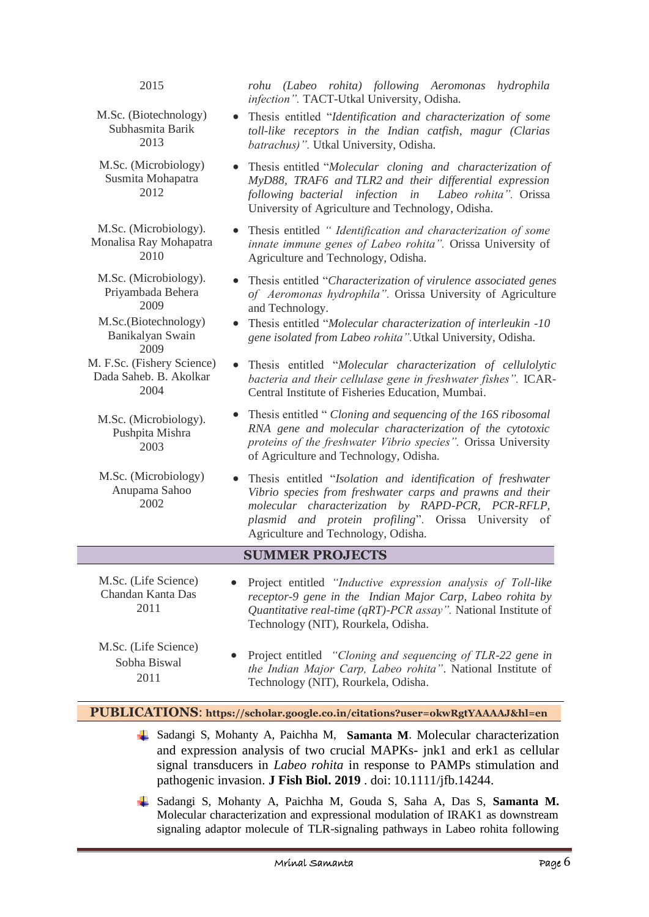| | |
|---|---|
| 2015 | *rohu (Labeo rohita) following Aeromonas hydrophila infection".* TACT-Utkal University, Odisha. |
| M.Sc. (Biotechnology) Subhasmita Barik 2013 | • Thesis entitled "*Identification and characterization of some toll-like receptors in the Indian catfish, magur (Clarias batrachus)".* Utkal University, Odisha. |
| M.Sc. (Microbiology) Susmita Mohapatra 2012 | • Thesis entitled "*Molecular cloning and characterization of MyD88, TRAF6 and TLR2 and their differential expression following bacterial infection in Labeo rohita".* Orissa University of Agriculture and Technology, Odisha. |
| M.Sc. (Microbiology). Monalisa Ray Mohapatra 2010 | • Thesis entitled *" Identification and characterization of some innate immune genes of Labeo rohita".* Orissa University of Agriculture and Technology, Odisha. |
| M.Sc. (Microbiology). Priyambada Behera 2009 | • Thesis entitled "*Characterization of virulence associated genes of Aeromonas hydrophila".* Orissa University of Agriculture and Technology. |
| M.Sc.(Biotechnology) Banikalyan Swain 2009 | • Thesis entitled "*Molecular characterization of interleukin -10 gene isolated from Labeo rohita".*Utkal University, Odisha. |
| M. F.Sc. (Fishery Science) Dada Saheb. B. Akolkar 2004 | • Thesis entitled "*Molecular characterization of cellulolytic bacteria and their cellulase gene in freshwater fishes".* ICAR-Central Institute of Fisheries Education, Mumbai. |
| M.Sc. (Microbiology). Pushpita Mishra 2003 | • Thesis entitled " *Cloning and sequencing of the 16S ribosomal RNA gene and molecular characterization of the cytotoxic proteins of the freshwater Vibrio species".* Orissa University of Agriculture and Technology, Odisha. |
| M.Sc. (Microbiology) Anupama Sahoo 2002 | • Thesis entitled "*Isolation and identification of freshwater Vibrio species from freshwater carps and prawns and their molecular characterization by RAPD-PCR, PCR-RFLP, plasmid and protein profiling*". Orissa University of Agriculture and Technology, Odisha. |

## SUMMER PROJECTS

| | |
|---|---|
| M.Sc. (Life Science) Chandan Kanta Das 2011 | • Project entitled *"Inductive expression analysis of Toll-like receptor-9 gene in the Indian Major Carp, Labeo rohita by Quantitative real-time (qRT)-PCR assay".* National Institute of Technology (NIT), Rourkela, Odisha. |
| M.Sc. (Life Science) Sobha Biswal 2011 | • Project entitled *"Cloning and sequencing of TLR-22 gene in the Indian Major Carp, Labeo rohita"*. National Institute of Technology (NIT), Rourkela, Odisha. |

## PUBLICATIONS: https://scholar.google.co.in/citations?user=okwRgtYAAAAJ&hl=en

- Sadangi S, Mohanty A, Paichha M, **Samanta M**. Molecular characterization and expression analysis of two crucial MAPKs- jnk1 and erk1 as cellular signal transducers in *Labeo rohita* in response to PAMPs stimulation and pathogenic invasion. **J Fish Biol. 2019** . doi: 10.1111/jfb.14244.
- Sadangi S, Mohanty A, Paichha M, Gouda S, Saha A, Das S, **Samanta M.** Molecular characterization and expressional modulation of IRAK1 as downstream signaling adaptor molecule of TLR-signaling pathways in Labeo rohita following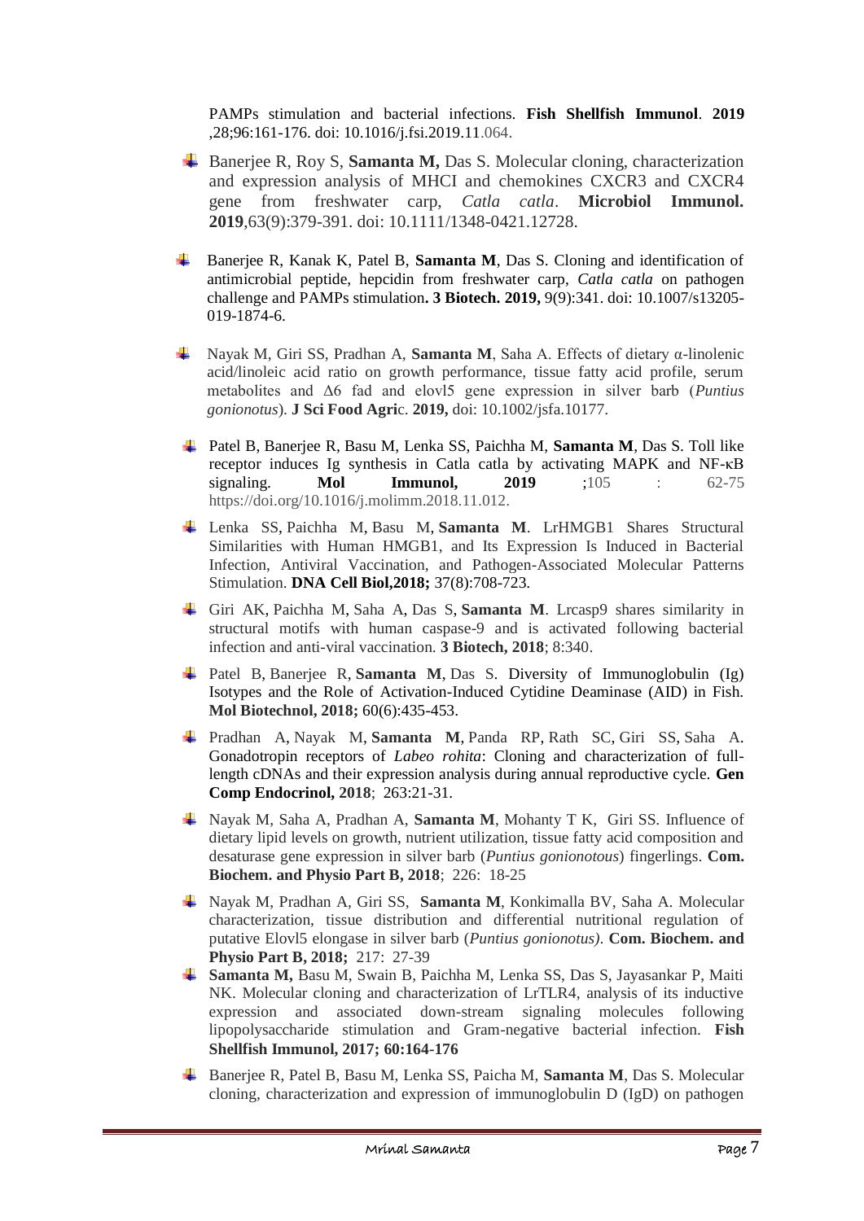PAMPs stimulation and bacterial infections. **Fish Shellfish Immunol**. **2019** ,28;96:161-176. doi: 10.1016/j.fsi.2019.11.064.

- Banerjee R, Roy S, **Samanta M,** Das S. Molecular cloning, characterization and expression analysis of MHCI and chemokines CXCR3 and CXCR4 gene from freshwater carp, *Catla catla*. **Microbiol Immunol. 2019**,63(9):379-391. doi: 10.1111/1348-0421.12728.

- Banerjee R, Kanak K, Patel B, **Samanta M**, Das S. Cloning and identification of antimicrobial peptide, hepcidin from freshwater carp, *Catla catla* on pathogen challenge and PAMPs stimulation**. 3 Biotech. 2019,** 9(9):341. doi: 10.1007/s13205-019-1874-6.

- Nayak M, Giri SS, Pradhan A, **Samanta M**, Saha A. Effects of dietary α-linolenic acid/linoleic acid ratio on growth performance, tissue fatty acid profile, serum metabolites and Δ6 fad and elovl5 gene expression in silver barb (*Puntius gonionotus*). **J Sci Food Agri**c. **2019,** doi: 10.1002/jsfa.10177.

- Patel B, Banerjee R, Basu M, Lenka SS, Paichha M, **Samanta M**, Das S. Toll like receptor induces Ig synthesis in Catla catla by activating MAPK and NF-κB signaling. **Mol Immunol, 2019** ;105 : 62-75 https://doi.org/10.1016/j.molimm.2018.11.012.

- Lenka SS, Paichha M, Basu M, **Samanta M**. LrHMGB1 Shares Structural Similarities with Human HMGB1, and Its Expression Is Induced in Bacterial Infection, Antiviral Vaccination, and Pathogen-Associated Molecular Patterns Stimulation. **DNA Cell Biol,2018;** 37(8):708-723.

- Giri AK, Paichha M, Saha A, Das S, **Samanta M**. Lrcasp9 shares similarity in structural motifs with human caspase-9 and is activated following bacterial infection and anti-viral vaccination. **3 Biotech, 2018**; 8:340.

- Patel B, Banerjee R, **Samanta M**, Das S. Diversity of Immunoglobulin (Ig) Isotypes and the Role of Activation-Induced Cytidine Deaminase (AID) in Fish. **Mol Biotechnol, 2018;** 60(6):435-453.

- Pradhan A, Nayak M, **Samanta M**, Panda RP, Rath SC, Giri SS, Saha A. Gonadotropin receptors of *Labeo rohita*: Cloning and characterization of full-length cDNAs and their expression analysis during annual reproductive cycle. **Gen Comp Endocrinol, 2018**; 263:21-31.

- Nayak M, Saha A, Pradhan A, **Samanta M**, Mohanty T K, Giri SS. Influence of dietary lipid levels on growth, nutrient utilization, tissue fatty acid composition and desaturase gene expression in silver barb (*Puntius gonionotous*) fingerlings. **Com. Biochem. and Physio Part B, 2018**; 226: 18-25

- Nayak M, Pradhan A, Giri SS, **Samanta M**, Konkimalla BV, Saha A. Molecular characterization, tissue distribution and differential nutritional regulation of putative Elovl5 elongase in silver barb (*Puntius gonionotus)*. **Com. Biochem. and Physio Part B, 2018;** 217: 27-39

- **Samanta M,** Basu M, Swain B, Paichha M, Lenka SS, Das S, Jayasankar P, Maiti NK. Molecular cloning and characterization of LrTLR4, analysis of its inductive expression and associated down-stream signaling molecules following lipopolysaccharide stimulation and Gram-negative bacterial infection. **Fish Shellfish Immunol, 2017; 60:164-176**

- Banerjee R, Patel B, Basu M, Lenka SS, Paicha M, **Samanta M**, Das S. Molecular cloning, characterization and expression of immunoglobulin D (IgD) on pathogen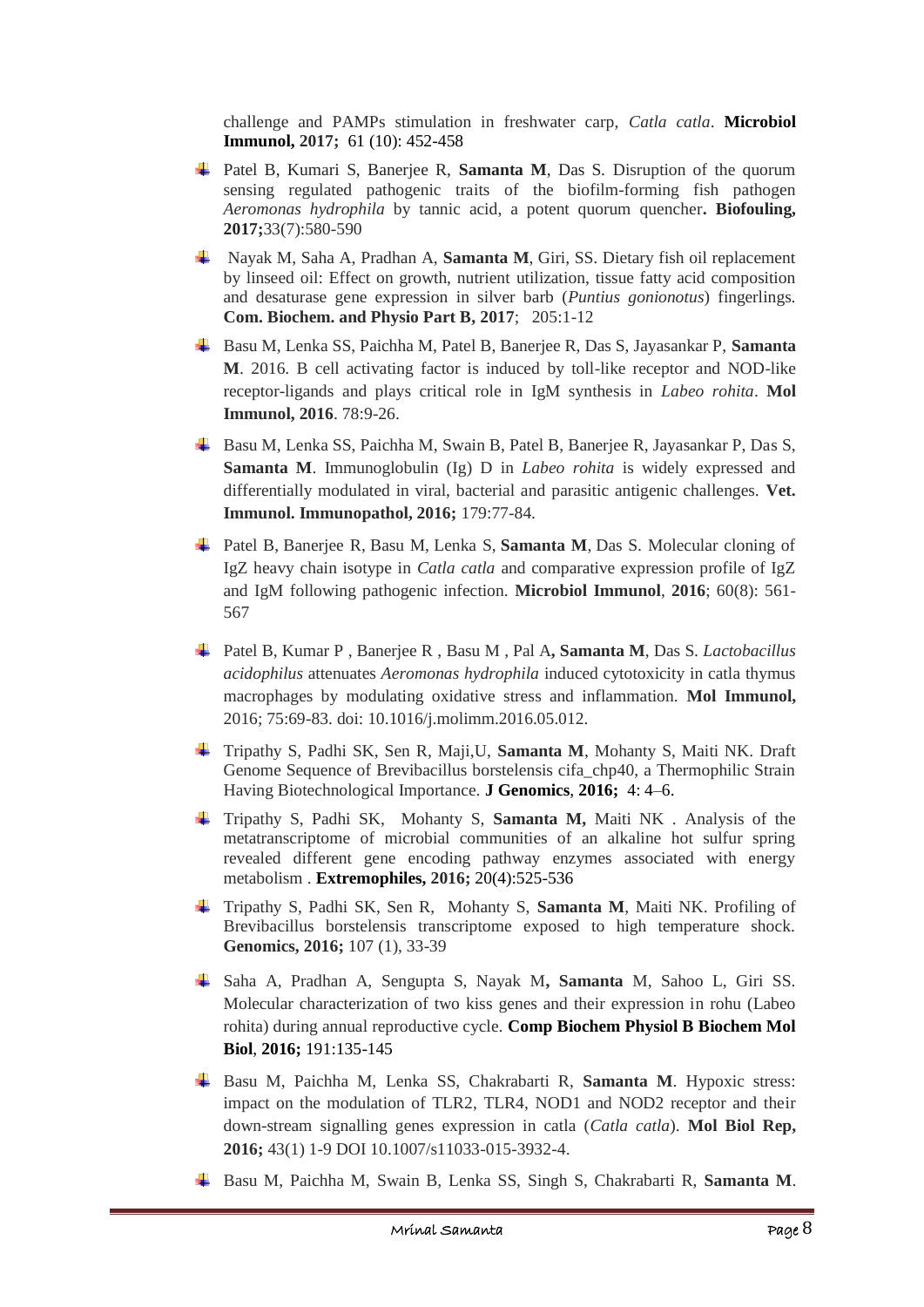challenge and PAMPs stimulation in freshwater carp, *Catla catla*. **Microbiol Immunol, 2017;** 61 (10): 452-458

- Patel B, Kumari S, Banerjee R, **Samanta M**, Das S. Disruption of the quorum sensing regulated pathogenic traits of the biofilm-forming fish pathogen *Aeromonas hydrophila* by tannic acid, a potent quorum quencher**. Biofouling, 2017;**33(7):580-590
- Nayak M, Saha A, Pradhan A, **Samanta M**, Giri, SS. Dietary fish oil replacement by linseed oil: Effect on growth, nutrient utilization, tissue fatty acid composition and desaturase gene expression in silver barb (*Puntius gonionotus*) fingerlings. **Com. Biochem. and Physio Part B, 2017**; 205:1-12
- Basu M, Lenka SS, Paichha M, Patel B, Banerjee R, Das S, Jayasankar P, **Samanta M**. 2016. B cell activating factor is induced by toll-like receptor and NOD-like receptor-ligands and plays critical role in IgM synthesis in *Labeo rohita*. **Mol Immunol, 2016**. 78:9-26.
- Basu M, Lenka SS, Paichha M, Swain B, Patel B, Banerjee R, Jayasankar P, Das S, **Samanta M**. Immunoglobulin (Ig) D in *Labeo rohita* is widely expressed and differentially modulated in viral, bacterial and parasitic antigenic challenges. **Vet. Immunol. Immunopathol, 2016;** 179:77-84.
- Patel B, Banerjee R, Basu M, Lenka S, **Samanta M**, Das S. Molecular cloning of IgZ heavy chain isotype in *Catla catla* and comparative expression profile of IgZ and IgM following pathogenic infection. **Microbiol Immunol**, **2016**; 60(8): 561-567
- Patel B, Kumar P , Banerjee R , Basu M , Pal A**, Samanta M**, Das S. *Lactobacillus acidophilus* attenuates *Aeromonas hydrophila* induced cytotoxicity in catla thymus macrophages by modulating oxidative stress and inflammation. **Mol Immunol,** 2016; 75:69-83. doi: 10.1016/j.molimm.2016.05.012.
- Tripathy S, Padhi SK, Sen R, Maji,U, **Samanta M**, Mohanty S, Maiti NK. Draft Genome Sequence of Brevibacillus borstelensis cifa_chp40, a Thermophilic Strain Having Biotechnological Importance. **J Genomics**, **2016;** 4: 4–6.
- Tripathy S, Padhi SK, Mohanty S, **Samanta M,** Maiti NK . Analysis of the metatranscriptome of microbial communities of an alkaline hot sulfur spring revealed different gene encoding pathway enzymes associated with energy metabolism . **Extremophiles, 2016;** 20(4):525-536
- Tripathy S, Padhi SK, Sen R, Mohanty S, **Samanta M**, Maiti NK. Profiling of Brevibacillus borstelensis transcriptome exposed to high temperature shock. **Genomics, 2016;** 107 (1), 33-39
- Saha A, Pradhan A, Sengupta S, Nayak M**, Samanta** M, Sahoo L, Giri SS. Molecular characterization of two kiss genes and their expression in rohu (Labeo rohita) during annual reproductive cycle. **Comp Biochem Physiol B Biochem Mol Biol**, **2016;** 191:135-145
- Basu M, Paichha M, Lenka SS, Chakrabarti R, **Samanta M**. Hypoxic stress: impact on the modulation of TLR2, TLR4, NOD1 and NOD2 receptor and their down-stream signalling genes expression in catla (*Catla catla*). **Mol Biol Rep, 2016;** 43(1) 1-9 DOI 10.1007/s11033-015-3932-4.
- Basu M, Paichha M, Swain B, Lenka SS, Singh S, Chakrabarti R, **Samanta M**.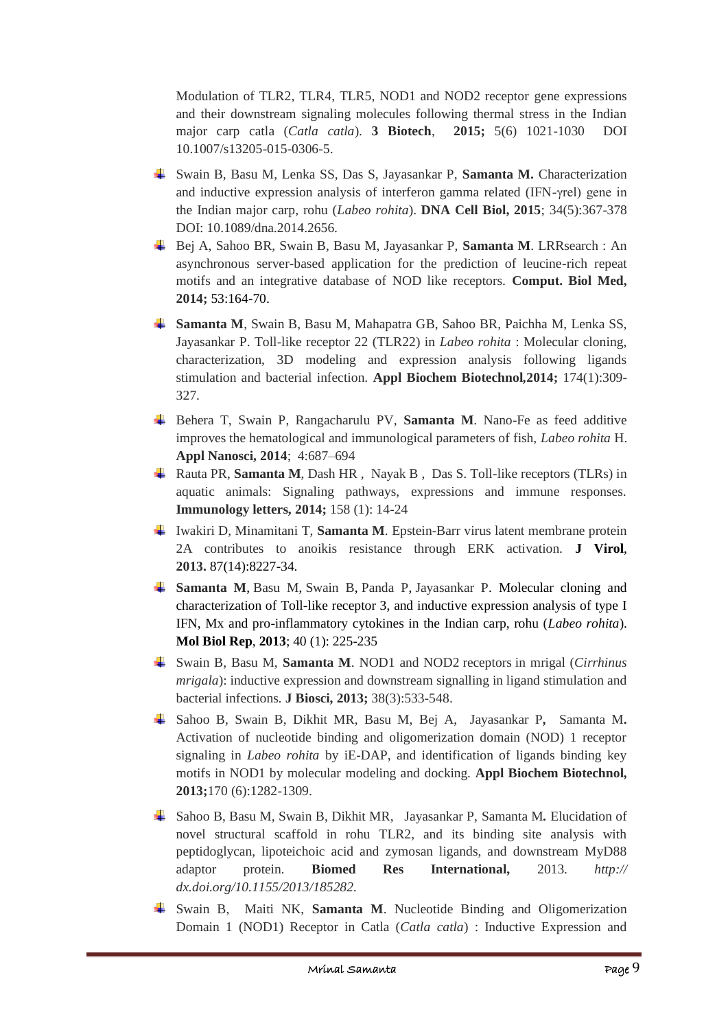Modulation of TLR2, TLR4, TLR5, NOD1 and NOD2 receptor gene expressions and their downstream signaling molecules following thermal stress in the Indian major carp catla (*Catla catla*). **3 Biotech**, **2015;** 5(6) 1021-1030 DOI 10.1007/s13205-015-0306-5.

- Swain B, Basu M, Lenka SS, Das S, Jayasankar P, **Samanta M.** Characterization and inductive expression analysis of interferon gamma related (IFN-γrel) gene in the Indian major carp, rohu (*Labeo rohita*). **DNA Cell Biol, 2015**; 34(5):367-378 DOI: 10.1089/dna.2014.2656.
- Bej A, Sahoo BR, Swain B, Basu M, Jayasankar P, **Samanta M**. LRRsearch : An asynchronous server-based application for the prediction of leucine-rich repeat motifs and an integrative database of NOD like receptors. **Comput. Biol Med, 2014;** 53:164-70.
- **Samanta M**, Swain B, Basu M, Mahapatra GB, Sahoo BR, Paichha M, Lenka SS, Jayasankar P. Toll-like receptor 22 (TLR22) in *Labeo rohita* : Molecular cloning, characterization, 3D modeling and expression analysis following ligands stimulation and bacterial infection. **Appl Biochem Biotechnol,2014;** 174(1):309-327.
- Behera T, Swain P, Rangacharulu PV, **Samanta M**. Nano-Fe as feed additive improves the hematological and immunological parameters of fish, *Labeo rohita* H. **Appl Nanosci, 2014**; 4:687–694
- Rauta PR, **Samanta M**, Dash HR , Nayak B , Das S. Toll-like receptors (TLRs) in aquatic animals: Signaling pathways, expressions and immune responses. **Immunology letters, 2014;** 158 (1): 14-24
- Iwakiri D, Minamitani T, **Samanta M**. Epstein-Barr virus latent membrane protein 2A contributes to anoikis resistance through ERK activation. **J Virol**, **2013.** 87(14):8227-34.
- **Samanta M**, Basu M, Swain B, Panda P, Jayasankar P. Molecular cloning and characterization of Toll-like receptor 3, and inductive expression analysis of type I IFN, Mx and pro-inflammatory cytokines in the Indian carp, rohu (*Labeo rohita*). **Mol Biol Rep**, **2013**; 40 (1): 225-235
- Swain B, Basu M, **Samanta M**. NOD1 and NOD2 receptors in mrigal (*Cirrhinus mrigala*): inductive expression and downstream signalling in ligand stimulation and bacterial infections. **J Biosci, 2013;** 38(3):533-548.
- Sahoo B, Swain B, Dikhit MR, Basu M, Bej A, Jayasankar P**,** Samanta M**.** Activation of nucleotide binding and oligomerization domain (NOD) 1 receptor signaling in *Labeo rohita* by iE-DAP, and identification of ligands binding key motifs in NOD1 by molecular modeling and docking. **Appl Biochem Biotechnol, 2013;**170 (6):1282-1309.
- Sahoo B, Basu M, Swain B, Dikhit MR, Jayasankar P, Samanta M**.** Elucidation of novel structural scaffold in rohu TLR2, and its binding site analysis with peptidoglycan, lipoteichoic acid and zymosan ligands, and downstream MyD88 adaptor protein. **Biomed Res International,** 2013. *http:// dx.doi.org/10.1155/2013/185282*.
- Swain B, Maiti NK, **Samanta M**. Nucleotide Binding and Oligomerization Domain 1 (NOD1) Receptor in Catla (*Catla catla*) : Inductive Expression and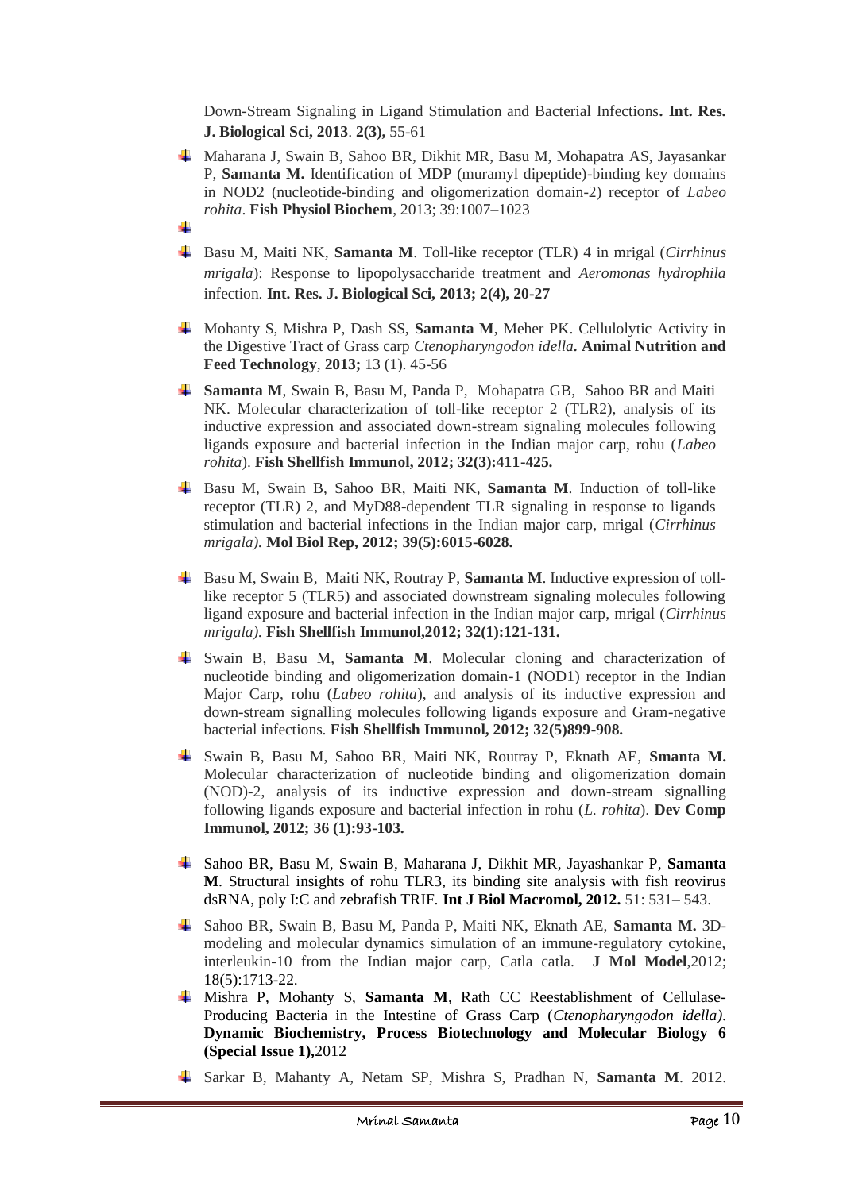Down-Stream Signaling in Ligand Stimulation and Bacterial Infections**. Int. Res. J. Biological Sci, 2013**. **2(3),** 55-61

- Maharana J, Swain B, Sahoo BR, Dikhit MR, Basu M, Mohapatra AS, Jayasankar P, **Samanta M.** Identification of MDP (muramyl dipeptide)-binding key domains in NOD2 (nucleotide-binding and oligomerization domain-2) receptor of *Labeo rohita*. **Fish Physiol Biochem**, 2013; 39:1007–1023
- 
- Basu M, Maiti NK, **Samanta M**. Toll-like receptor (TLR) 4 in mrigal (*Cirrhinus mrigala*): Response to lipopolysaccharide treatment and *Aeromonas hydrophila* infection. **Int. Res. J. Biological Sci, 2013; 2(4), 20-27**
- Mohanty S, Mishra P, Dash SS, **Samanta M**, Meher PK. Cellulolytic Activity in the Digestive Tract of Grass carp *Ctenopharyngodon idella***. Animal Nutrition and Feed Technology**, **2013;** 13 (1). 45-56
- **Samanta M**, Swain B, Basu M, Panda P, Mohapatra GB, Sahoo BR and Maiti NK. Molecular characterization of toll-like receptor 2 (TLR2), analysis of its inductive expression and associated down-stream signaling molecules following ligands exposure and bacterial infection in the Indian major carp, rohu (*Labeo rohita*). **Fish Shellfish Immunol, 2012; 32(3):411-425.**
- Basu M, Swain B, Sahoo BR, Maiti NK, **Samanta M**. Induction of toll-like receptor (TLR) 2, and MyD88-dependent TLR signaling in response to ligands stimulation and bacterial infections in the Indian major carp, mrigal (*Cirrhinus mrigala).* **Mol Biol Rep, 2012; 39(5):6015-6028.**
- Basu M, Swain B, Maiti NK, Routray P, **Samanta M**. Inductive expression of toll-like receptor 5 (TLR5) and associated downstream signaling molecules following ligand exposure and bacterial infection in the Indian major carp, mrigal (*Cirrhinus mrigala).* **Fish Shellfish Immunol,2012; 32(1):121-131.**
- Swain B, Basu M, **Samanta M**. Molecular cloning and characterization of nucleotide binding and oligomerization domain-1 (NOD1) receptor in the Indian Major Carp, rohu (*Labeo rohita*), and analysis of its inductive expression and down-stream signalling molecules following ligands exposure and Gram-negative bacterial infections. **Fish Shellfish Immunol, 2012; 32(5)899-908.**
- Swain B, Basu M, Sahoo BR, Maiti NK, Routray P, Eknath AE, **Smanta M.** Molecular characterization of nucleotide binding and oligomerization domain (NOD)-2, analysis of its inductive expression and down-stream signalling following ligands exposure and bacterial infection in rohu (*L. rohita*). **Dev Comp Immunol, 2012; 36 (1):93-103.**
- Sahoo BR, Basu M, Swain B, Maharana J, Dikhit MR, Jayashankar P, **Samanta M**. Structural insights of rohu TLR3, its binding site analysis with fish reovirus dsRNA, poly I:C and zebrafish TRIF. **Int J Biol Macromol, 2012.** 51: 531– 543.
- Sahoo BR, Swain B, Basu M, Panda P, Maiti NK, Eknath AE, **Samanta M.** 3D-modeling and molecular dynamics simulation of an immune-regulatory cytokine, interleukin-10 from the Indian major carp, Catla catla. **J Mol Model**,2012; 18(5):1713-22.
- Mishra P, Mohanty S, **Samanta M**, Rath CC Reestablishment of Cellulase-Producing Bacteria in the Intestine of Grass Carp (*Ctenopharyngodon idella)*. **Dynamic Biochemistry, Process Biotechnology and Molecular Biology 6 (Special Issue 1),**2012
- Sarkar B, Mahanty A, Netam SP, Mishra S, Pradhan N, **Samanta M**. 2012.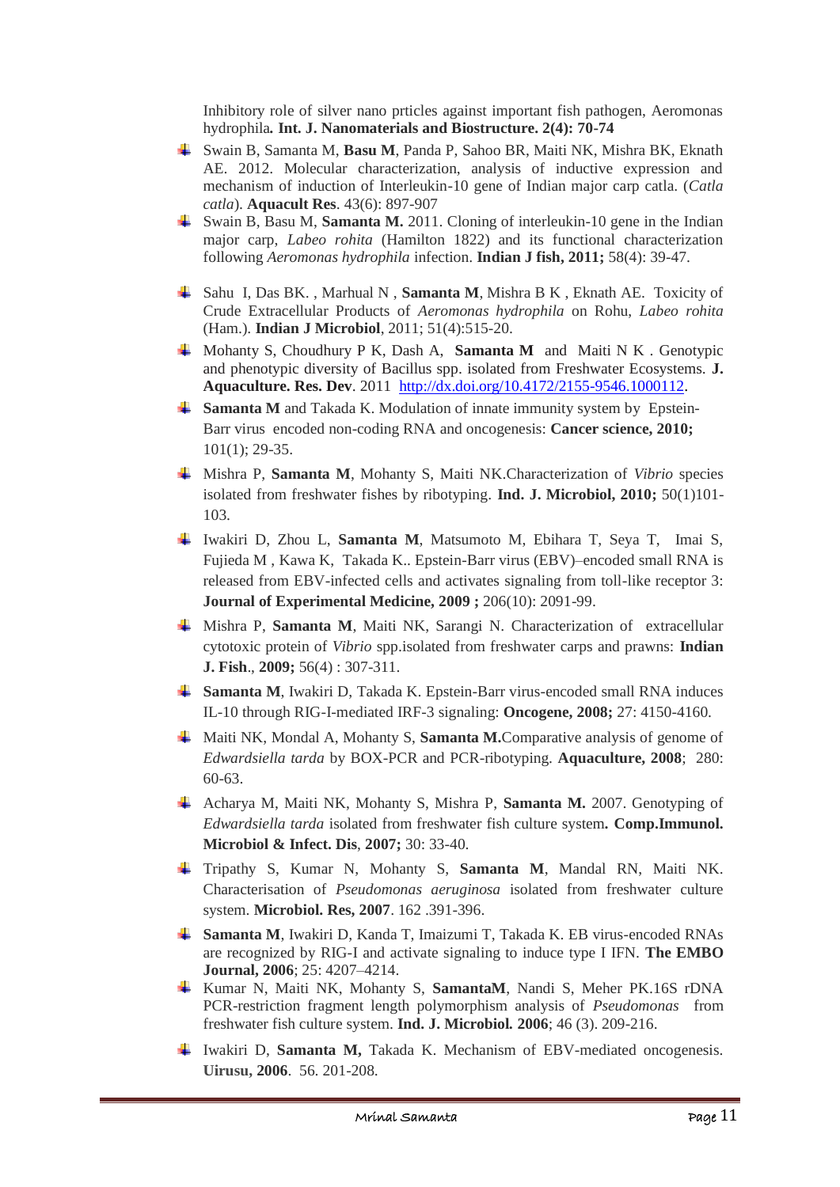Inhibitory role of silver nano prticles against important fish pathogen, Aeromonas hydrophila**. Int. J. Nanomaterials and Biostructure. 2(4): 70-74**

- Swain B, Samanta M, **Basu M**, Panda P, Sahoo BR, Maiti NK, Mishra BK, Eknath AE. 2012. Molecular characterization, analysis of inductive expression and mechanism of induction of Interleukin-10 gene of Indian major carp catla. (*Catla catla*). **Aquacult Res**. 43(6): 897-907
- Swain B, Basu M, **Samanta M.** 2011. Cloning of interleukin-10 gene in the Indian major carp, *Labeo rohita* (Hamilton 1822) and its functional characterization following *Aeromonas hydrophila* infection. **Indian J fish, 2011;** 58(4): 39-47.
- Sahu I, Das BK. , Marhual N , **Samanta M**, Mishra B K , Eknath AE. Toxicity of Crude Extracellular Products of *Aeromonas hydrophila* on Rohu, *Labeo rohita* (Ham.). **Indian J Microbiol**, 2011; 51(4):515-20.
- Mohanty S, Choudhury P K, Dash A, **Samanta M** and Maiti N K . Genotypic and phenotypic diversity of Bacillus spp. isolated from Freshwater Ecosystems. **J. Aquaculture. Res. Dev**. 2011 http://dx.doi.org/10.4172/2155-9546.1000112.
- **Samanta M** and Takada K. Modulation of innate immunity system by Epstein-Barr virus encoded non-coding RNA and oncogenesis: **Cancer science, 2010;** 101(1); 29-35.
- Mishra P, **Samanta M**, Mohanty S, Maiti NK.Characterization of *Vibrio* species isolated from freshwater fishes by ribotyping. **Ind. J. Microbiol, 2010;** 50(1)101-103.
- Iwakiri D, Zhou L, **Samanta M**, Matsumoto M, Ebihara T, Seya T, Imai S, Fujieda M , Kawa K, Takada K.. Epstein-Barr virus (EBV)–encoded small RNA is released from EBV-infected cells and activates signaling from toll-like receptor 3: **Journal of Experimental Medicine, 2009 ;** 206(10): 2091-99.
- Mishra P, **Samanta M**, Maiti NK, Sarangi N. Characterization of extracellular cytotoxic protein of *Vibrio* spp.isolated from freshwater carps and prawns: **Indian J. Fish**., **2009;** 56(4) : 307-311.
- **Samanta M**, Iwakiri D, Takada K. Epstein-Barr virus-encoded small RNA induces IL-10 through RIG-I-mediated IRF-3 signaling: **Oncogene, 2008;** 27: 4150-4160.
- Maiti NK, Mondal A, Mohanty S, **Samanta M.**Comparative analysis of genome of *Edwardsiella tarda* by BOX-PCR and PCR-ribotyping. **Aquaculture, 2008**; 280: 60-63.
- Acharya M, Maiti NK, Mohanty S, Mishra P, **Samanta M.** 2007. Genotyping of *Edwardsiella tarda* isolated from freshwater fish culture system**. Comp.Immunol. Microbiol & Infect. Dis**, **2007;** 30: 33-40.
- Tripathy S, Kumar N, Mohanty S, **Samanta M**, Mandal RN, Maiti NK. Characterisation of *Pseudomonas aeruginosa* isolated from freshwater culture system. **Microbiol. Res, 2007**. 162 .391-396.
- **Samanta M**, Iwakiri D, Kanda T, Imaizumi T, Takada K. EB virus-encoded RNAs are recognized by RIG-I and activate signaling to induce type I IFN. **The EMBO Journal, 2006**; 25: 4207–4214.
- Kumar N, Maiti NK, Mohanty S, **SamantaM**, Nandi S, Meher PK.16S rDNA PCR-restriction fragment length polymorphism analysis of *Pseudomonas* from freshwater fish culture system. **Ind. J. Microbiol. 2006**; 46 (3). 209-216.
- Iwakiri D, **Samanta M,** Takada K. Mechanism of EBV-mediated oncogenesis. **Uirusu, 2006**. 56. 201-208.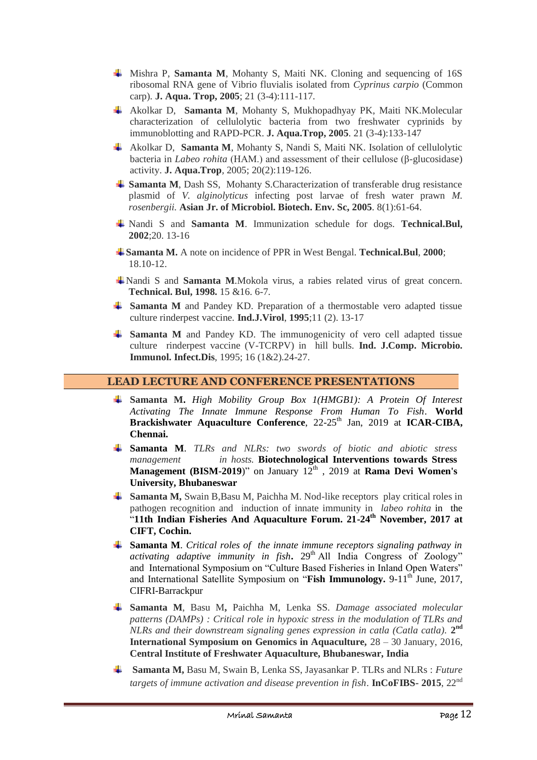- Mishra P, **Samanta M**, Mohanty S, Maiti NK. Cloning and sequencing of 16S ribosomal RNA gene of Vibrio fluvialis isolated from *Cyprinus carpio* (Common carp). **J. Aqua. Trop, 2005**; 21 (3-4):111-117.
- Akolkar D, **Samanta M**, Mohanty S, Mukhopadhyay PK, Maiti NK.Molecular characterization of cellulolytic bacteria from two freshwater cyprinids by immunoblotting and RAPD-PCR. **J. Aqua.Trop, 2005**. 21 (3-4):133-147
- Akolkar D, **Samanta M**, Mohanty S, Nandi S, Maiti NK. Isolation of cellulolytic bacteria in *Labeo rohita* (HAM.) and assessment of their cellulose (β-glucosidase) activity. **J. Aqua.Trop**, 2005; 20(2):119-126.
- **Samanta M**, Dash SS, Mohanty S.Characterization of transferable drug resistance plasmid of *V. alginolyticus* infecting post larvae of fresh water prawn *M. rosenbergii.* **Asian Jr. of Microbiol. Biotech. Env. Sc, 2005**. 8(1):61-64.
- Nandi S and **Samanta M**. Immunization schedule for dogs. **Technical.Bul, 2002**;20. 13-16
- **Samanta M.** A note on incidence of PPR in West Bengal. **Technical.Bul**, **2000**; 18.10-12.
- Nandi S and **Samanta M**.Mokola virus, a rabies related virus of great concern. **Technical. Bul, 1998.** 15 &16. 6-7.
- **Samanta M** and Pandey KD. Preparation of a thermostable vero adapted tissue culture rinderpest vaccine. **Ind.J.Virol**, **1995**;11 (2). 13-17
- **Samanta M** and Pandey KD. The immunogenicity of vero cell adapted tissue culture rinderpest vaccine (V-TCRPV) in hill bulls. **Ind. J.Comp. Microbio. Immunol. Infect.Dis**, 1995; 16 (1&2).24-27.

## LEAD LECTURE AND CONFERENCE PRESENTATIONS

- **Samanta M.** *High Mobility Group Box 1(HMGB1): A Protein Of Interest Activating The Innate Immune Response From Human To Fish*. **World Brackishwater Aquaculture Conference**, 22-25th Jan, 2019 at **ICAR-CIBA, Chennai.**
- **Samanta M**. *TLRs and NLRs: two swords of biotic and abiotic stress management in hosts.* **Biotechnological Interventions towards Stress Management (BISM-2019**)" on January 12th , 2019 at **Rama Devi Women's University, Bhubaneswar**
- **Samanta M,** Swain B,Basu M, Paichha M. Nod-like receptors play critical roles in pathogen recognition and induction of innate immunity in *labeo rohita* in the "**11th Indian Fisheries And Aquaculture Forum. 21-24th November, 2017 at CIFT, Cochin.**
- **Samanta M**. *Critical roles of the innate immune receptors signaling pathway in activating adaptive immunity in fish***.** 29th All India Congress of Zoology" and International Symposium on "Culture Based Fisheries in Inland Open Waters" and International Satellite Symposium on "**Fish Immunology.** 9-11th June, 2017, CIFRI-Barrackpur
- **Samanta M**, Basu M**,** Paichha M, Lenka SS. *Damage associated molecular patterns (DAMPs) : Critical role in hypoxic stress in the modulation of TLRs and NLRs and their downstream signaling genes expression in catla (Catla catla).* **2nd International Symposium on Genomics in Aquaculture,** 28 – 30 January, 2016, **Central Institute of Freshwater Aquaculture, Bhubaneswar, India**
- **Samanta M,** Basu M, Swain B, Lenka SS, Jayasankar P. TLRs and NLRs : *Future targets of immune activation and disease prevention in fish*. **InCoFIBS- 2015**, 22nd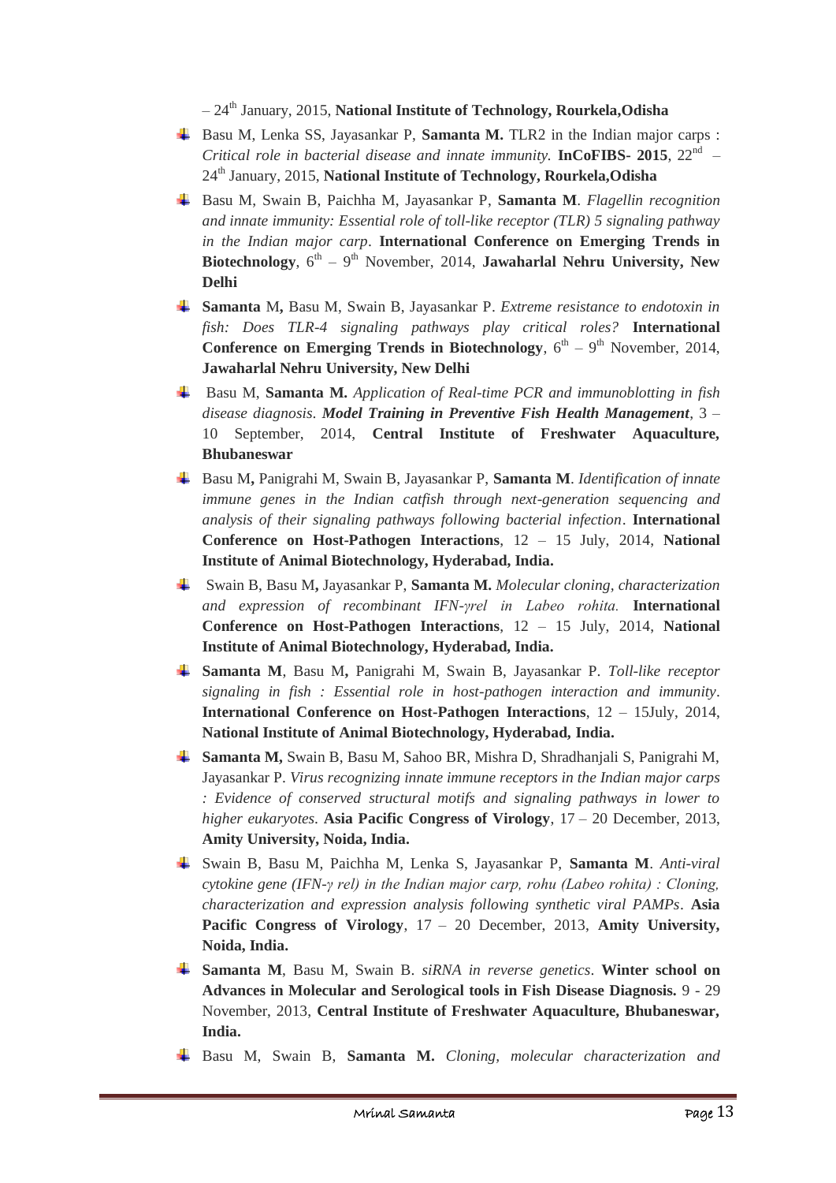– 24th January, 2015, **National Institute of Technology, Rourkela,Odisha**

- Basu M, Lenka SS, Jayasankar P, **Samanta M.** TLR2 in the Indian major carps : *Critical role in bacterial disease and innate immunity.* **InCoFIBS- 2015**, 22nd – 24th January, 2015, **National Institute of Technology, Rourkela,Odisha**
- Basu M, Swain B, Paichha M, Jayasankar P, **Samanta M**. *Flagellin recognition and innate immunity: Essential role of toll-like receptor (TLR) 5 signaling pathway in the Indian major carp*. **International Conference on Emerging Trends in Biotechnology**, 6th – 9th November, 2014, **Jawaharlal Nehru University, New Delhi**
- **Samanta** M**,** Basu M, Swain B, Jayasankar P. *Extreme resistance to endotoxin in fish: Does TLR-4 signaling pathways play critical roles?* **International Conference on Emerging Trends in Biotechnology**, 6th – 9th November, 2014, **Jawaharlal Nehru University, New Delhi**
- Basu M, **Samanta M.** *Application of Real-time PCR and immunoblotting in fish disease diagnosis. **Model Training in Preventive Fish Health Management***, 3 – 10 September, 2014, **Central Institute of Freshwater Aquaculture, Bhubaneswar**
- Basu M**,** Panigrahi M, Swain B, Jayasankar P, **Samanta M**. *Identification of innate immune genes in the Indian catfish through next-generation sequencing and analysis of their signaling pathways following bacterial infection*. **International Conference on Host-Pathogen Interactions**, 12 – 15 July, 2014, **National Institute of Animal Biotechnology, Hyderabad, India.**
- Swain B, Basu M**,** Jayasankar P, **Samanta M.** *Molecular cloning, characterization and expression of recombinant IFN-γrel in Labeo rohita.* **International Conference on Host-Pathogen Interactions**, 12 – 15 July, 2014, **National Institute of Animal Biotechnology, Hyderabad, India.**
- **Samanta M**, Basu M**,** Panigrahi M, Swain B, Jayasankar P. *Toll-like receptor signaling in fish : Essential role in host-pathogen interaction and immunity*. **International Conference on Host-Pathogen Interactions**, 12 – 15July, 2014, **National Institute of Animal Biotechnology, Hyderabad, India.**
- **Samanta M,** Swain B, Basu M, Sahoo BR, Mishra D, Shradhanjali S, Panigrahi M, Jayasankar P. *Virus recognizing innate immune receptors in the Indian major carps : Evidence of conserved structural motifs and signaling pathways in lower to higher eukaryotes*. **Asia Pacific Congress of Virology**, 17 – 20 December, 2013, **Amity University, Noida, India.**
- Swain B, Basu M, Paichha M, Lenka S, Jayasankar P, **Samanta M**. *Anti-viral cytokine gene (IFN-γ rel) in the Indian major carp, rohu (Labeo rohita) : Cloning, characterization and expression analysis following synthetic viral PAMPs*. **Asia Pacific Congress of Virology**, 17 – 20 December, 2013, **Amity University, Noida, India.**
- **Samanta M**, Basu M, Swain B. *siRNA in reverse genetics*. **Winter school on Advances in Molecular and Serological tools in Fish Disease Diagnosis.** 9 - 29 November, 2013, **Central Institute of Freshwater Aquaculture, Bhubaneswar, India.**
- Basu M, Swain B, **Samanta M.** *Cloning, molecular characterization and*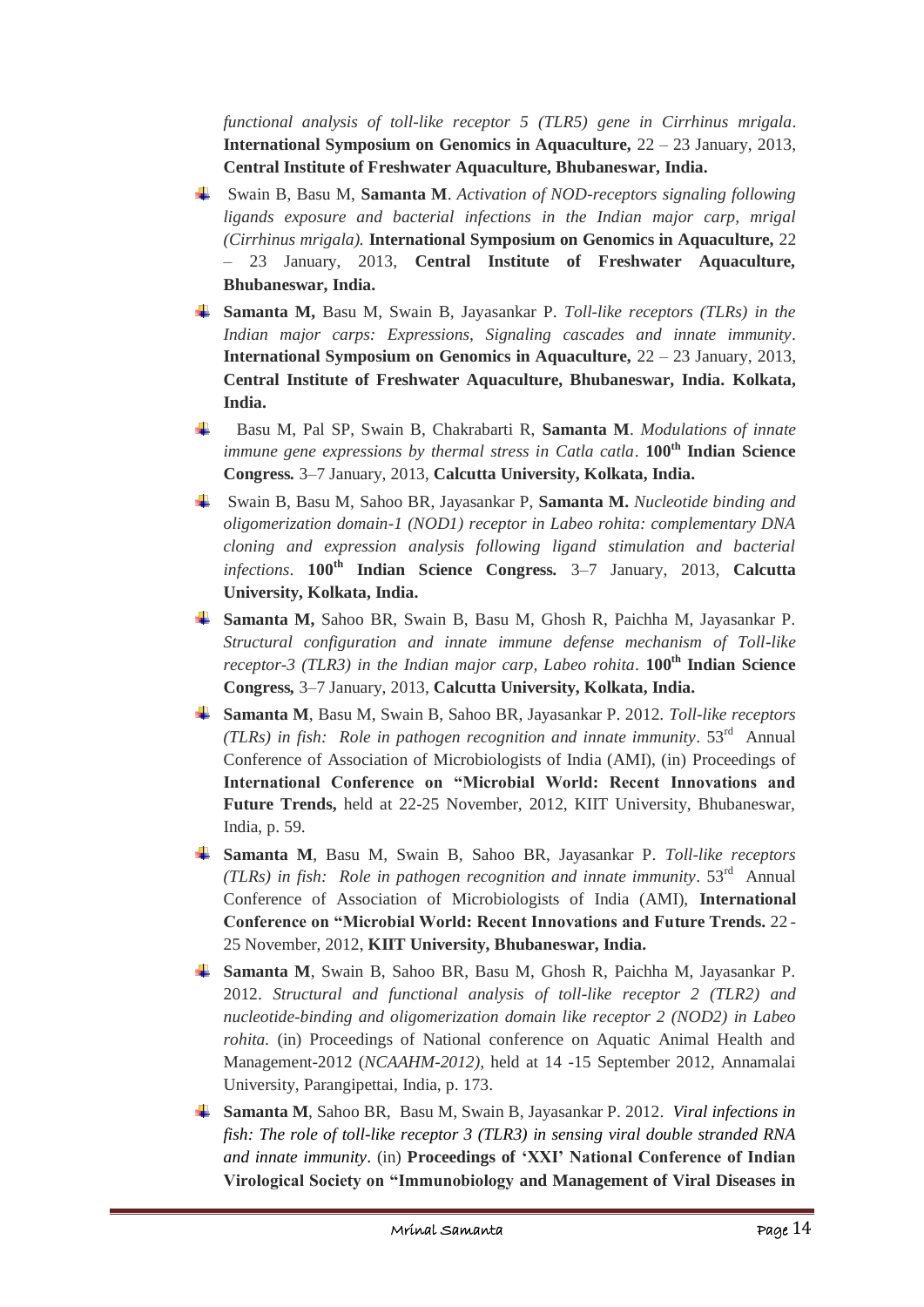*functional analysis of toll-like receptor 5 (TLR5) gene in Cirrhinus mrigala*. **International Symposium on Genomics in Aquaculture,** 22 – 23 January, 2013, **Central Institute of Freshwater Aquaculture, Bhubaneswar, India.**

- Swain B, Basu M, **Samanta M**. *Activation of NOD-receptors signaling following ligands exposure and bacterial infections in the Indian major carp, mrigal (Cirrhinus mrigala).* **International Symposium on Genomics in Aquaculture,** 22 – 23 January, 2013, **Central Institute of Freshwater Aquaculture, Bhubaneswar, India.**
- **Samanta M,** Basu M, Swain B, Jayasankar P. *Toll-like receptors (TLRs) in the Indian major carps: Expressions, Signaling cascades and innate immunity*. **International Symposium on Genomics in Aquaculture,** 22 – 23 January, 2013, **Central Institute of Freshwater Aquaculture, Bhubaneswar, India. Kolkata, India.**
- Basu M, Pal SP, Swain B, Chakrabarti R, **Samanta M**. *Modulations of innate immune gene expressions by thermal stress in Catla catla*. **100th Indian Science Congress.** 3–7 January, 2013, **Calcutta University, Kolkata, India.**
- Swain B, Basu M, Sahoo BR, Jayasankar P, **Samanta M.** *Nucleotide binding and oligomerization domain-1 (NOD1) receptor in Labeo rohita: complementary DNA cloning and expression analysis following ligand stimulation and bacterial infections*. **100th Indian Science Congress.** 3–7 January, 2013, **Calcutta University, Kolkata, India.**
- **Samanta M,** Sahoo BR, Swain B, Basu M, Ghosh R, Paichha M, Jayasankar P. *Structural configuration and innate immune defense mechanism of Toll-like receptor-3 (TLR3) in the Indian major carp, Labeo rohita*. **100th Indian Science Congress,** 3–7 January, 2013, **Calcutta University, Kolkata, India.**
- **Samanta M**, Basu M, Swain B, Sahoo BR, Jayasankar P. 2012. *Toll-like receptors (TLRs) in fish: Role in pathogen recognition and innate immunity*. 53rd Annual Conference of Association of Microbiologists of India (AMI), (in) Proceedings of **International Conference on "Microbial World: Recent Innovations and Future Trends,** held at 22-25 November, 2012, KIIT University, Bhubaneswar, India, p. 59.
- **Samanta M**, Basu M, Swain B, Sahoo BR, Jayasankar P. *Toll-like receptors (TLRs) in fish: Role in pathogen recognition and innate immunity*. 53rd Annual Conference of Association of Microbiologists of India (AMI), **International Conference on "Microbial World: Recent Innovations and Future Trends.** 22 - 25 November, 2012, **KIIT University, Bhubaneswar, India.**
- **Samanta M**, Swain B, Sahoo BR, Basu M, Ghosh R, Paichha M, Jayasankar P. 2012. *Structural and functional analysis of toll-like receptor 2 (TLR2) and nucleotide-binding and oligomerization domain like receptor 2 (NOD2) in Labeo rohita.* (in) Proceedings of National conference on Aquatic Animal Health and Management-2012 (*NCAAHM-2012)*, held at 14 -15 September 2012, Annamalai University, Parangipettai, India, p. 173.
- **Samanta M**, Sahoo BR, Basu M, Swain B, Jayasankar P. 2012. *Viral infections in fish: The role of toll-like receptor 3 (TLR3) in sensing viral double stranded RNA and innate immunity*. (in) **Proceedings of 'XXI' National Conference of Indian Virological Society on "Immunobiology and Management of Viral Diseases in**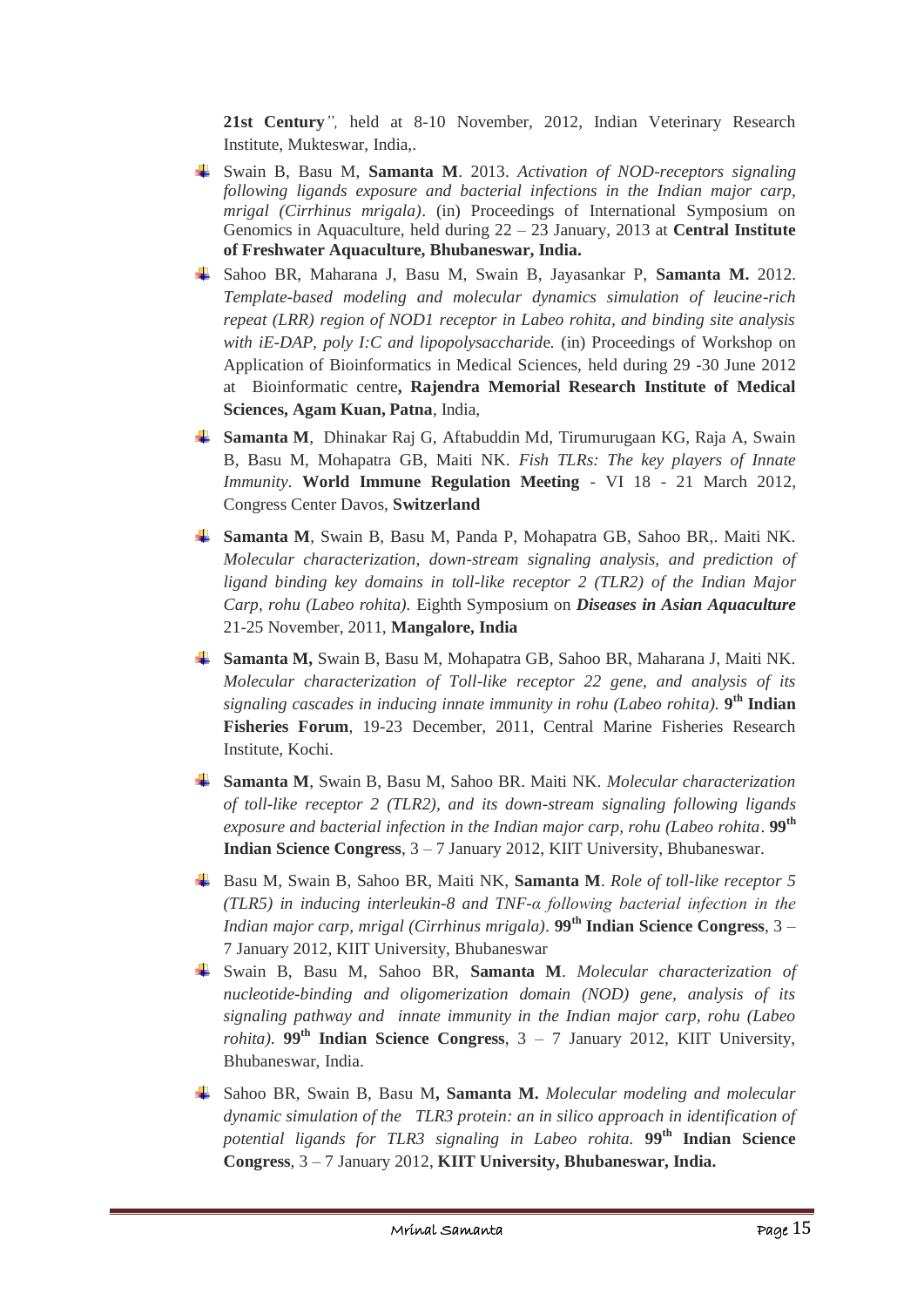**21st Century***",* held at 8-10 November, 2012, Indian Veterinary Research Institute, Mukteswar, India,.

- Swain B, Basu M, **Samanta M**. 2013. *Activation of NOD-receptors signaling following ligands exposure and bacterial infections in the Indian major carp, mrigal (Cirrhinus mrigala)*. (in) Proceedings of International Symposium on Genomics in Aquaculture, held during 22 – 23 January, 2013 at **Central Institute of Freshwater Aquaculture, Bhubaneswar, India.**
- Sahoo BR, Maharana J, Basu M, Swain B, Jayasankar P, **Samanta M.** 2012. *Template-based modeling and molecular dynamics simulation of leucine-rich repeat (LRR) region of NOD1 receptor in Labeo rohita, and binding site analysis with iE-DAP, poly I:C and lipopolysaccharide.* (in) Proceedings of Workshop on Application of Bioinformatics in Medical Sciences, held during 29 -30 June 2012 at Bioinformatic centre**, Rajendra Memorial Research Institute of Medical Sciences, Agam Kuan, Patna**, India,
- **Samanta M**, Dhinakar Raj G, Aftabuddin Md, Tirumurugaan KG, Raja A, Swain B, Basu M, Mohapatra GB, Maiti NK. *Fish TLRs: The key players of Innate Immunity*. **World Immune Regulation Meeting** - VI 18 - 21 March 2012, Congress Center Davos, **Switzerland**
- **Samanta M**, Swain B, Basu M, Panda P, Mohapatra GB, Sahoo BR,. Maiti NK. *Molecular characterization, down-stream signaling analysis, and prediction of ligand binding key domains in toll-like receptor 2 (TLR2) of the Indian Major Carp, rohu (Labeo rohita).* Eighth Symposium on ***Diseases in Asian Aquaculture*** 21-25 November, 2011, **Mangalore, India**
- **Samanta M,** Swain B, Basu M, Mohapatra GB, Sahoo BR, Maharana J, Maiti NK. *Molecular characterization of Toll-like receptor 22 gene, and analysis of its signaling cascades in inducing innate immunity in rohu (Labeo rohita).* **9th Indian Fisheries Forum**, 19-23 December, 2011, Central Marine Fisheries Research Institute, Kochi.
- **Samanta M**, Swain B, Basu M, Sahoo BR. Maiti NK. *Molecular characterization of toll-like receptor 2 (TLR2), and its down-stream signaling following ligands exposure and bacterial infection in the Indian major carp, rohu (Labeo rohita*. **99th Indian Science Congress**, 3 – 7 January 2012, KIIT University, Bhubaneswar.
- Basu M, Swain B, Sahoo BR, Maiti NK, **Samanta M**. *Role of toll-like receptor 5 (TLR5) in inducing interleukin-8 and TNF-α following bacterial infection in the Indian major carp, mrigal (Cirrhinus mrigala)*. **99th Indian Science Congress**, 3 – 7 January 2012, KIIT University, Bhubaneswar
- Swain B, Basu M, Sahoo BR, **Samanta M**. *Molecular characterization of nucleotide-binding and oligomerization domain (NOD) gene, analysis of its signaling pathway and innate immunity in the Indian major carp, rohu (Labeo rohita).* **99th Indian Science Congress**, 3 – 7 January 2012, KIIT University, Bhubaneswar, India.
- Sahoo BR, Swain B, Basu M**, Samanta M.** *Molecular modeling and molecular dynamic simulation of the TLR3 protein: an in silico approach in identification of potential ligands for TLR3 signaling in Labeo rohita.* **99th Indian Science Congress**, 3 – 7 January 2012, **KIIT University, Bhubaneswar, India.**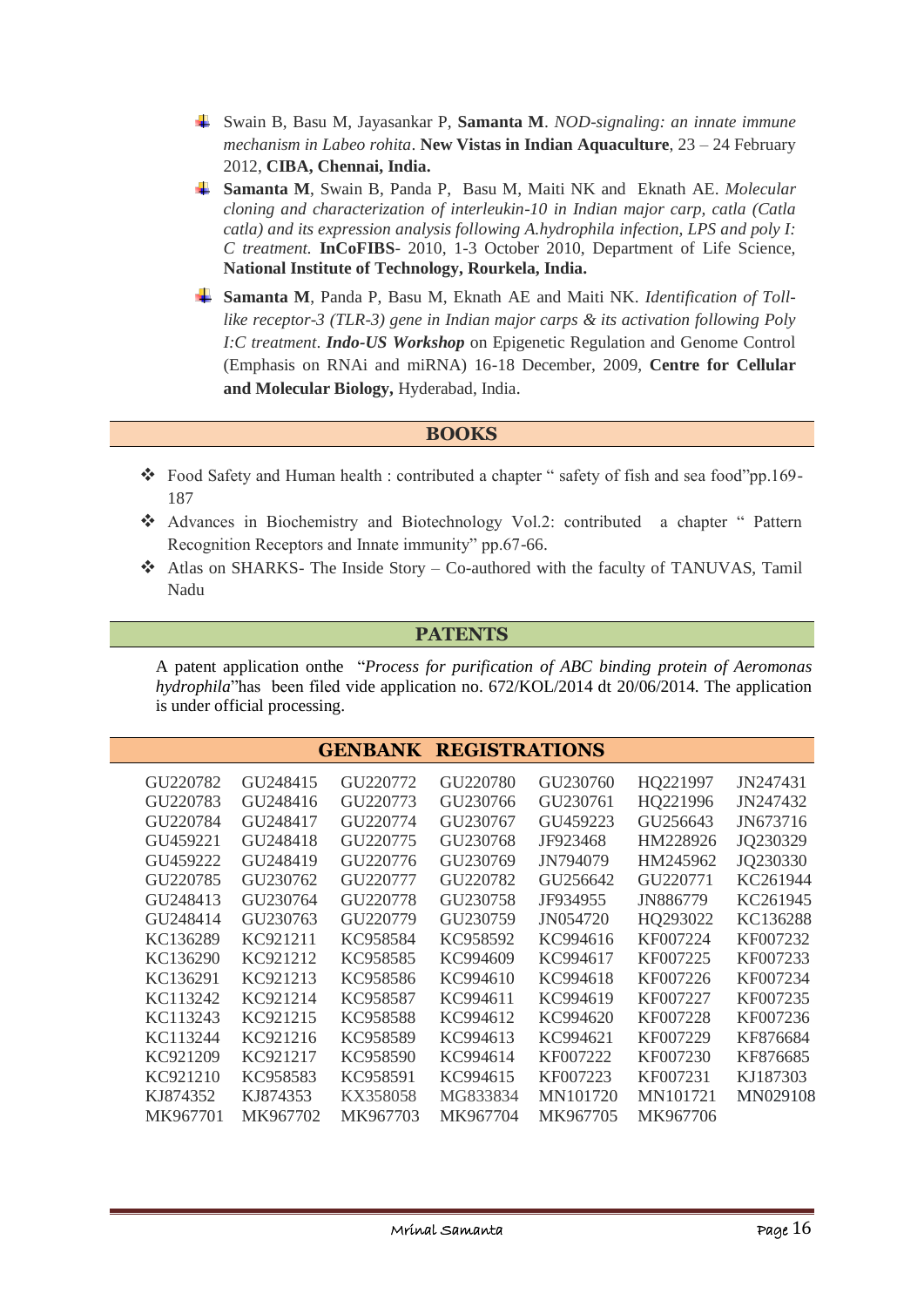- Swain B, Basu M, Jayasankar P, **Samanta M**. *NOD-signaling: an innate immune mechanism in Labeo rohita*. **New Vistas in Indian Aquaculture**, 23 – 24 February 2012, **CIBA, Chennai, India.**
- **Samanta M**, Swain B, Panda P, Basu M, Maiti NK and Eknath AE. *Molecular cloning and characterization of interleukin-10 in Indian major carp, catla (Catla catla) and its expression analysis following A.hydrophila infection, LPS and poly I: C treatment.* **InCoFIBS**- 2010, 1-3 October 2010, Department of Life Science, **National Institute of Technology, Rourkela, India.**
- **Samanta M**, Panda P, Basu M, Eknath AE and Maiti NK. *Identification of Toll-like receptor-3 (TLR-3) gene in Indian major carps & its activation following Poly I:C treatment*. ***Indo-US Workshop*** on Epigenetic Regulation and Genome Control (Emphasis on RNAi and miRNA) 16-18 December, 2009, **Centre for Cellular and Molecular Biology,** Hyderabad, India.

## BOOKS

- Food Safety and Human health : contributed a chapter " safety of fish and sea food"pp.169-187
- Advances in Biochemistry and Biotechnology Vol.2: contributed a chapter " Pattern Recognition Receptors and Innate immunity" pp.67-66.
- Atlas on SHARKS- The Inside Story – Co-authored with the faculty of TANUVAS, Tamil Nadu

## PATENTS

A patent application onthe "*Process for purification of ABC binding protein of Aeromonas hydrophila*"has been filed vide application no. 672/KOL/2014 dt 20/06/2014. The application is under official processing.

## GENBANK REGISTRATIONS

| | | | | | | |
|---|---|---|---|---|---|---|
| GU220782 | GU248415 | GU220772 | GU220780 | GU230760 | HQ221997 | JN247431 |
| GU220783 | GU248416 | GU220773 | GU230766 | GU230761 | HQ221996 | JN247432 |
| GU220784 | GU248417 | GU220774 | GU230767 | GU459223 | GU256643 | JN673716 |
| GU459221 | GU248418 | GU220775 | GU230768 | JF923468 | HM228926 | JQ230329 |
| GU459222 | GU248419 | GU220776 | GU230769 | JN794079 | HM245962 | JQ230330 |
| GU220785 | GU230762 | GU220777 | GU220782 | GU256642 | GU220771 | KC261944 |
| GU248413 | GU230764 | GU220778 | GU230758 | JF934955 | JN886779 | KC261945 |
| GU248414 | GU230763 | GU220779 | GU230759 | JN054720 | HQ293022 | KC136288 |
| KC136289 | KC921211 | KC958584 | KC958592 | KC994616 | KF007224 | KF007232 |
| KC136290 | KC921212 | KC958585 | KC994609 | KC994617 | KF007225 | KF007233 |
| KC136291 | KC921213 | KC958586 | KC994610 | KC994618 | KF007226 | KF007234 |
| KC113242 | KC921214 | KC958587 | KC994611 | KC994619 | KF007227 | KF007235 |
| KC113243 | KC921215 | KC958588 | KC994612 | KC994620 | KF007228 | KF007236 |
| KC113244 | KC921216 | KC958589 | KC994613 | KC994621 | KF007229 | KF876684 |
| KC921209 | KC921217 | KC958590 | KC994614 | KF007222 | KF007230 | KF876685 |
| KC921210 | KC958583 | KC958591 | KC994615 | KF007223 | KF007231 | KJ187303 |
| KJ874352 | KJ874353 | KX358058 | MG833834 | MN101720 | MN101721 | MN029108 |
| MK967701 | MK967702 | MK967703 | MK967704 | MK967705 | MK967706 | |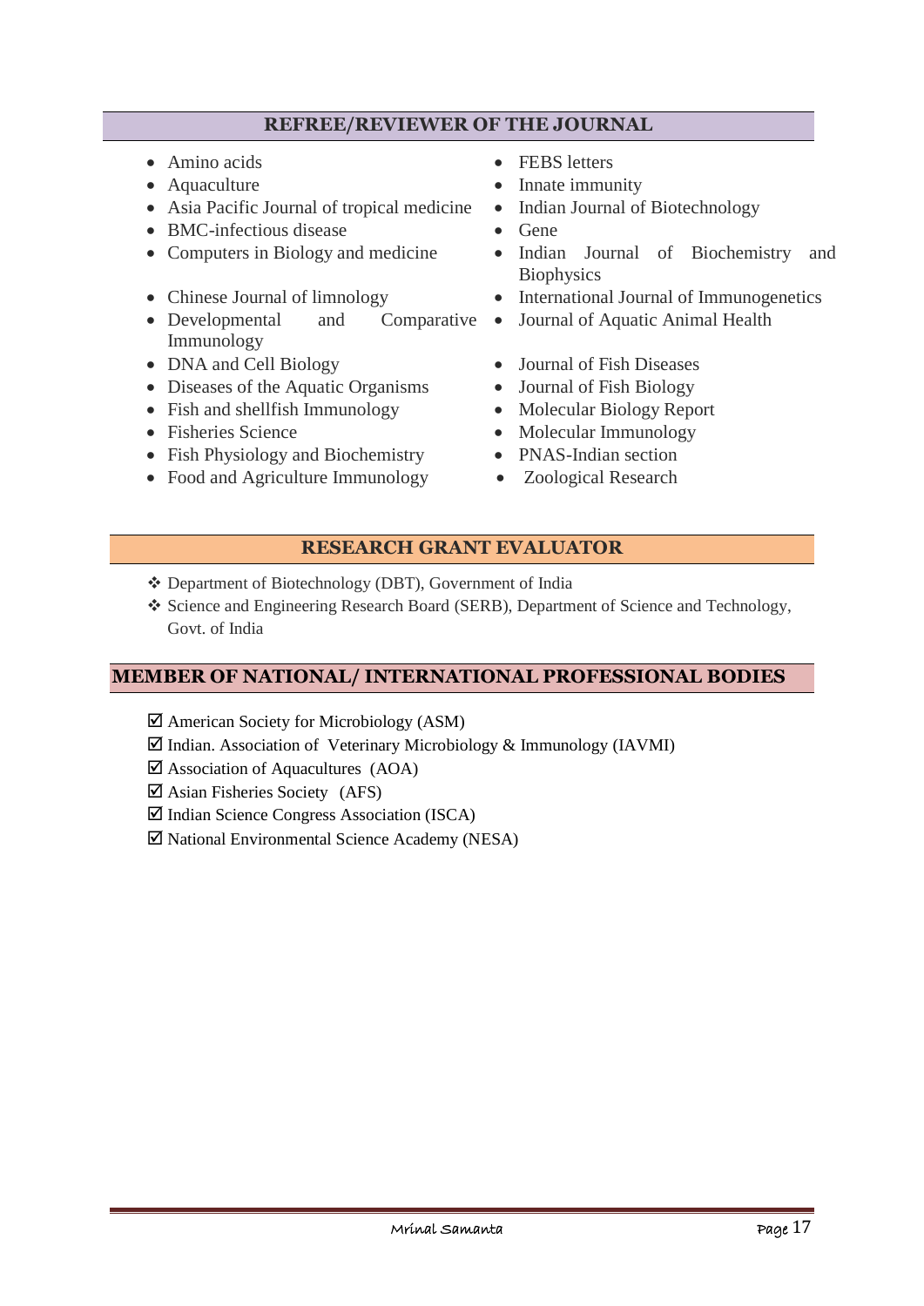## REFREE/REVIEWER OF THE JOURNAL

- Amino acids
- Aquaculture
- Asia Pacific Journal of tropical medicine
- BMC-infectious disease
- Computers in Biology and medicine
- Chinese Journal of limnology
- Developmental and Comparative Immunology
- DNA and Cell Biology
- Diseases of the Aquatic Organisms
- Fish and shellfish Immunology
- Fisheries Science
- Fish Physiology and Biochemistry
- Food and Agriculture Immunology
- FEBS letters
- Innate immunity
- Indian Journal of Biotechnology
- Gene
- Indian Journal of Biochemistry and Biophysics
- International Journal of Immunogenetics
- Journal of Aquatic Animal Health
- Journal of Fish Diseases
- Journal of Fish Biology
- Molecular Biology Report
- Molecular Immunology
- PNAS-Indian section
- Zoological Research

## RESEARCH GRANT EVALUATOR

- Department of Biotechnology (DBT), Government of India
- Science and Engineering Research Board (SERB), Department of Science and Technology, Govt. of India

## MEMBER OF NATIONAL/ INTERNATIONAL PROFESSIONAL BODIES

- American Society for Microbiology (ASM)
- Indian. Association of Veterinary Microbiology & Immunology (IAVMI)
- Association of Aquacultures (AOA)
- Asian Fisheries Society (AFS)
- Indian Science Congress Association (ISCA)
- National Environmental Science Academy (NESA)